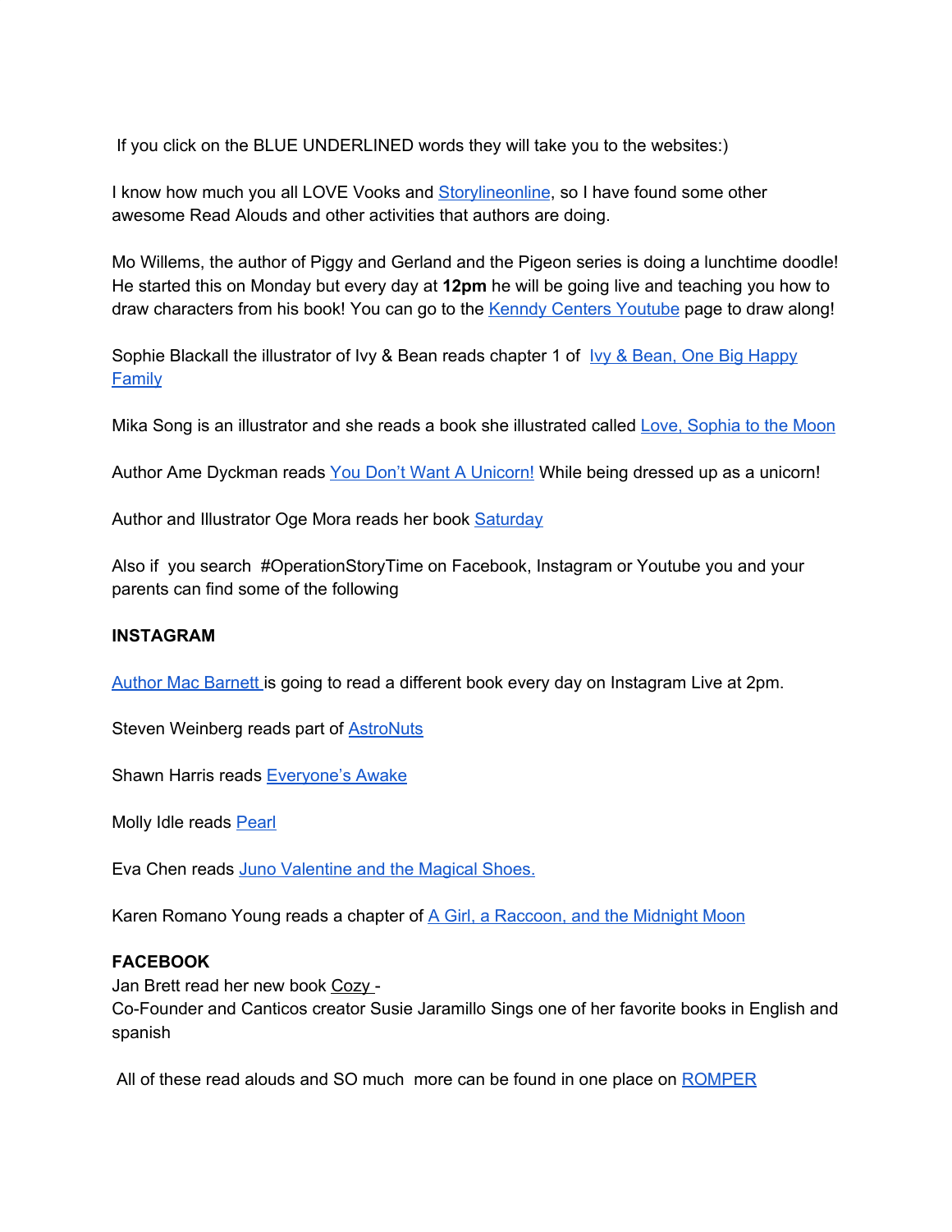If you click on the BLUE UNDERLINED words they will take you to the websites:)

I know how much you all LOVE Vooks and Storylineonline, so I have found some other awesome Read Alouds and other activities that authors are doing.

Mo Willems, the author of Piggy and Gerland and the Pigeon series is doing a lunchtime doodle! He started this on Monday but every day at **12pm** he will be going live and teaching you how to draw characters from his book! You can go to the Kenndy Centers Youtube page to draw along!

Sophie Blackall the illustrator of Ivy & Bean reads chapter 1 of Ivy & Bean, One Big Happy Family

Mika Song is an illustrator and she reads a book she illustrated called Love, Sophia to the Moon

Author Ame Dyckman reads You Don't Want A Unicorn! While being dressed up as a unicorn!

Author and Illustrator Oge Mora reads her book Saturday

Also if you search #OperationStoryTime on Facebook, Instagram or Youtube you and your parents can find some of the following

**INSTAGRAM**

Author Mac Barnett is going to read a different book every day on Instagram Live at 2pm.

Steven Weinberg reads part of AstroNuts

Shawn Harris reads Everyone's Awake

Molly Idle reads Pearl

Eva Chen reads Juno Valentine and the Magical Shoes.

Karen Romano Young reads a chapter of A Girl, a Raccoon, and the Midnight Moon

**FACEBOOK**

Jan Brett read her new book Cozy -
Co-Founder and Canticos creator Susie Jaramillo Sings one of her favorite books in English and spanish

All of these read alouds and SO much more can be found in one place on ROMPER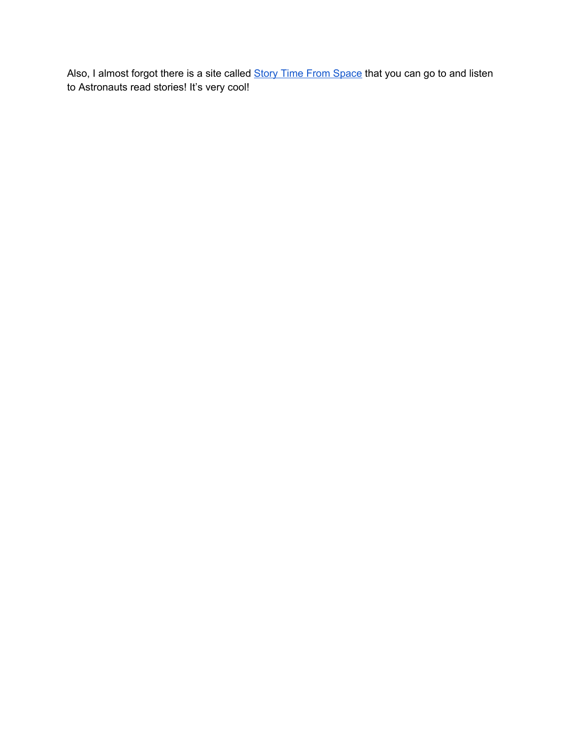Also, I almost forgot there is a site called Story Time From Space that you can go to and listen to Astronauts read stories! It's very cool!